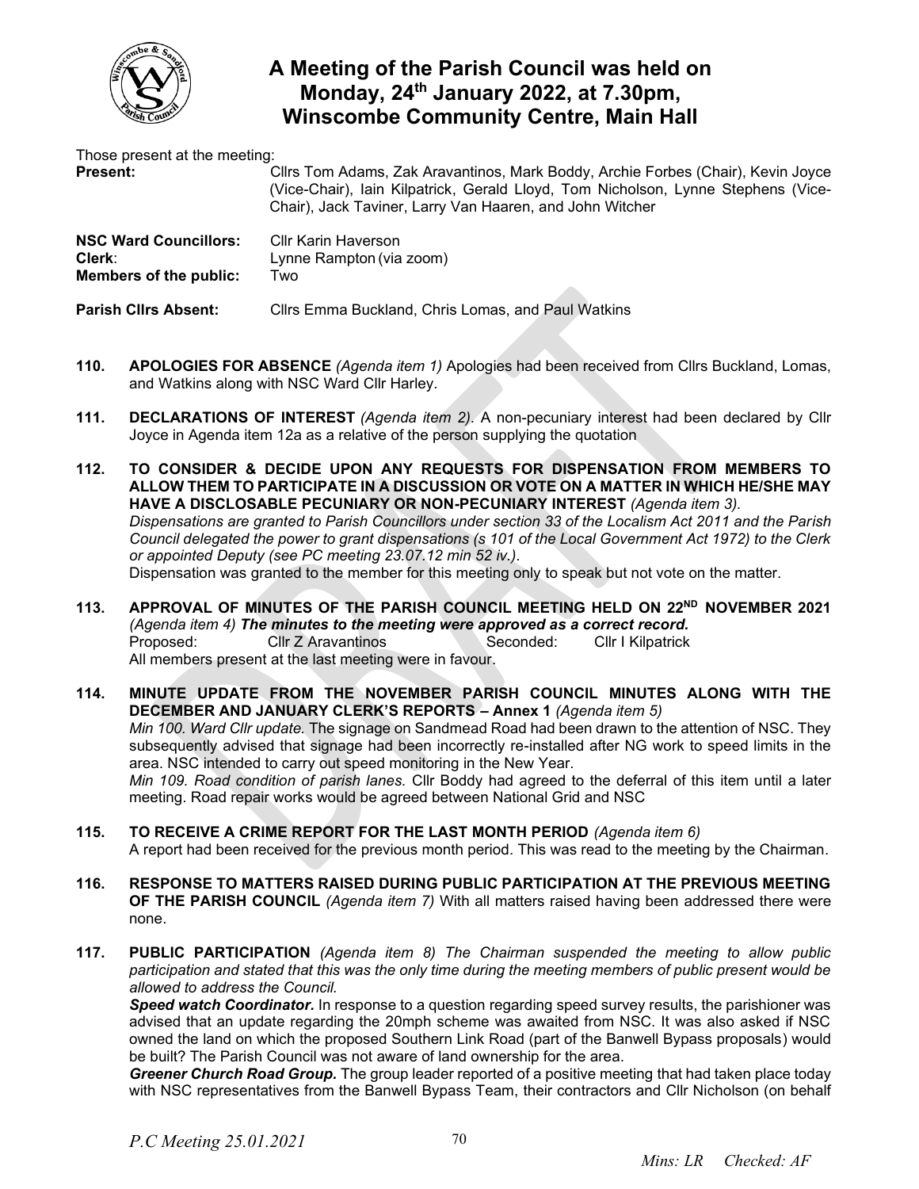# A Meeting of the Parish Council was held on Monday, 24th January 2022, at 7.30pm, Winscombe Community Centre, Main Hall

Those present at the meeting:

**Present:** Cllrs Tom Adams, Zak Aravantinos, Mark Boddy, Archie Forbes (Chair), Kevin Joyce (Vice-Chair), Iain Kilpatrick, Gerald Lloyd, Tom Nicholson, Lynne Stephens (Vice-Chair), Jack Taviner, Larry Van Haaren, and John Witcher

**NSC Ward Councillors:** Cllr Karin Haverson
**Clerk**: Lynne Rampton (via zoom)
**Members of the public:** Two

**Parish Cllrs Absent:** Cllrs Emma Buckland, Chris Lomas, and Paul Watkins

**110. APOLOGIES FOR ABSENCE** *(Agenda item 1)* Apologies had been received from Cllrs Buckland, Lomas, and Watkins along with NSC Ward Cllr Harley.

**111. DECLARATIONS OF INTEREST** *(Agenda item 2)*. A non-pecuniary interest had been declared by Cllr Joyce in Agenda item 12a as a relative of the person supplying the quotation

**112. TO CONSIDER & DECIDE UPON ANY REQUESTS FOR DISPENSATION FROM MEMBERS TO ALLOW THEM TO PARTICIPATE IN A DISCUSSION OR VOTE ON A MATTER IN WHICH HE/SHE MAY HAVE A DISCLOSABLE PECUNIARY OR NON-PECUNIARY INTEREST** *(Agenda item 3).*
*Dispensations are granted to Parish Councillors under section 33 of the Localism Act 2011 and the Parish Council delegated the power to grant dispensations (s 101 of the Local Government Act 1972) to the Clerk or appointed Deputy (see PC meeting 23.07.12 min 52 iv.).*
Dispensation was granted to the member for this meeting only to speak but not vote on the matter.

**113. APPROVAL OF MINUTES OF THE PARISH COUNCIL MEETING HELD ON 22ND NOVEMBER 2021** *(Agenda item 4)* ***The minutes to the meeting were approved as a correct record.***
Proposed: Cllr Z Aravantinos Seconded: Cllr I Kilpatrick
All members present at the last meeting were in favour.

**114. MINUTE UPDATE FROM THE NOVEMBER PARISH COUNCIL MINUTES ALONG WITH THE DECEMBER AND JANUARY CLERK'S REPORTS – Annex 1** *(Agenda item 5)*
*Min 100. Ward Cllr update.* The signage on Sandmead Road had been drawn to the attention of NSC. They subsequently advised that signage had been incorrectly re-installed after NG work to speed limits in the area. NSC intended to carry out speed monitoring in the New Year.
*Min 109. Road condition of parish lanes.* Cllr Boddy had agreed to the deferral of this item until a later meeting. Road repair works would be agreed between National Grid and NSC

**115. TO RECEIVE A CRIME REPORT FOR THE LAST MONTH PERIOD** *(Agenda item 6)*
A report had been received for the previous month period. This was read to the meeting by the Chairman.

**116. RESPONSE TO MATTERS RAISED DURING PUBLIC PARTICIPATION AT THE PREVIOUS MEETING OF THE PARISH COUNCIL** *(Agenda item 7)* With all matters raised having been addressed there were none.

**117. PUBLIC PARTICIPATION** *(Agenda item 8) The Chairman suspended the meeting to allow public participation and stated that this was the only time during the meeting members of public present would be allowed to address the Council.*
***Speed watch Coordinator.*** In response to a question regarding speed survey results, the parishioner was advised that an update regarding the 20mph scheme was awaited from NSC. It was also asked if NSC owned the land on which the proposed Southern Link Road (part of the Banwell Bypass proposals) would be built? The Parish Council was not aware of land ownership for the area.
***Greener Church Road Group.*** The group leader reported of a positive meeting that had taken place today with NSC representatives from the Banwell Bypass Team, their contractors and Cllr Nicholson (on behalf

*P.C Meeting 25.01.2021*

*Mins: LR Checked: AF*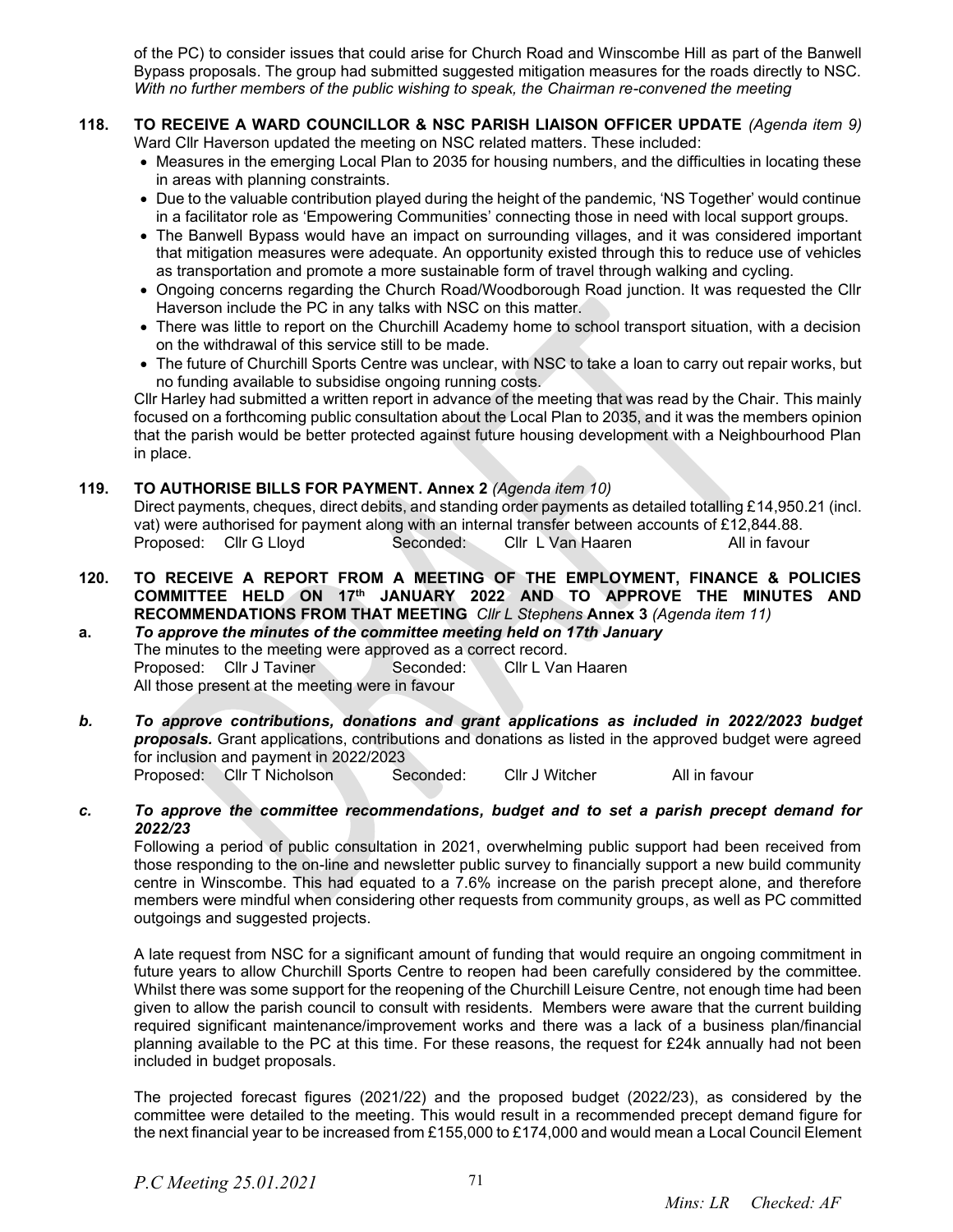of the PC) to consider issues that could arise for Church Road and Winscombe Hill as part of the Banwell Bypass proposals. The group had submitted suggested mitigation measures for the roads directly to NSC.
*With no further members of the public wishing to speak, the Chairman re-convened the meeting*

**118. TO RECEIVE A WARD COUNCILLOR & NSC PARISH LIAISON OFFICER UPDATE** *(Agenda item 9)*

Ward Cllr Haverson updated the meeting on NSC related matters. These included:

- Measures in the emerging Local Plan to 2035 for housing numbers, and the difficulties in locating these in areas with planning constraints.
- Due to the valuable contribution played during the height of the pandemic, 'NS Together' would continue in a facilitator role as 'Empowering Communities' connecting those in need with local support groups.
- The Banwell Bypass would have an impact on surrounding villages, and it was considered important that mitigation measures were adequate. An opportunity existed through this to reduce use of vehicles as transportation and promote a more sustainable form of travel through walking and cycling.
- Ongoing concerns regarding the Church Road/Woodborough Road junction. It was requested the Cllr Haverson include the PC in any talks with NSC on this matter.
- There was little to report on the Churchill Academy home to school transport situation, with a decision on the withdrawal of this service still to be made.
- The future of Churchill Sports Centre was unclear, with NSC to take a loan to carry out repair works, but no funding available to subsidise ongoing running costs.

Cllr Harley had submitted a written report in advance of the meeting that was read by the Chair. This mainly focused on a forthcoming public consultation about the Local Plan to 2035, and it was the members opinion that the parish would be better protected against future housing development with a Neighbourhood Plan in place.

**119. TO AUTHORISE BILLS FOR PAYMENT. Annex 2** *(Agenda item 10)*

Direct payments, cheques, direct debits, and standing order payments as detailed totalling £14,950.21 (incl. vat) were authorised for payment along with an internal transfer between accounts of £12,844.88.

Proposed: Cllr G Lloyd Seconded: Cllr L Van Haaren All in favour

**120. TO RECEIVE A REPORT FROM A MEETING OF THE EMPLOYMENT, FINANCE & POLICIES COMMITTEE HELD ON 17th JANUARY 2022 AND TO APPROVE THE MINUTES AND RECOMMENDATIONS FROM THAT MEETING** *Cllr L Stephens* **Annex 3** *(Agenda item 11)*

**a.** ***To approve the minutes of the committee meeting held on 17th January***

The minutes to the meeting were approved as a correct record.

Proposed: Cllr J Taviner Seconded: Cllr L Van Haaren

All those present at the meeting were in favour

***b. To approve contributions, donations and grant applications as included in 2022/2023 budget proposals.*** Grant applications, contributions and donations as listed in the approved budget were agreed for inclusion and payment in 2022/2023

Proposed: Cllr T Nicholson Seconded: Cllr J Witcher All in favour

***c. To approve the committee recommendations, budget and to set a parish precept demand for 2022/23***

Following a period of public consultation in 2021, overwhelming public support had been received from those responding to the on-line and newsletter public survey to financially support a new build community centre in Winscombe. This had equated to a 7.6% increase on the parish precept alone, and therefore members were mindful when considering other requests from community groups, as well as PC committed outgoings and suggested projects.

A late request from NSC for a significant amount of funding that would require an ongoing commitment in future years to allow Churchill Sports Centre to reopen had been carefully considered by the committee. Whilst there was some support for the reopening of the Churchill Leisure Centre, not enough time had been given to allow the parish council to consult with residents. Members were aware that the current building required significant maintenance/improvement works and there was a lack of a business plan/financial planning available to the PC at this time. For these reasons, the request for £24k annually had not been included in budget proposals.

The projected forecast figures (2021/22) and the proposed budget (2022/23), as considered by the committee were detailed to the meeting. This would result in a recommended precept demand figure for the next financial year to be increased from £155,000 to £174,000 and would mean a Local Council Element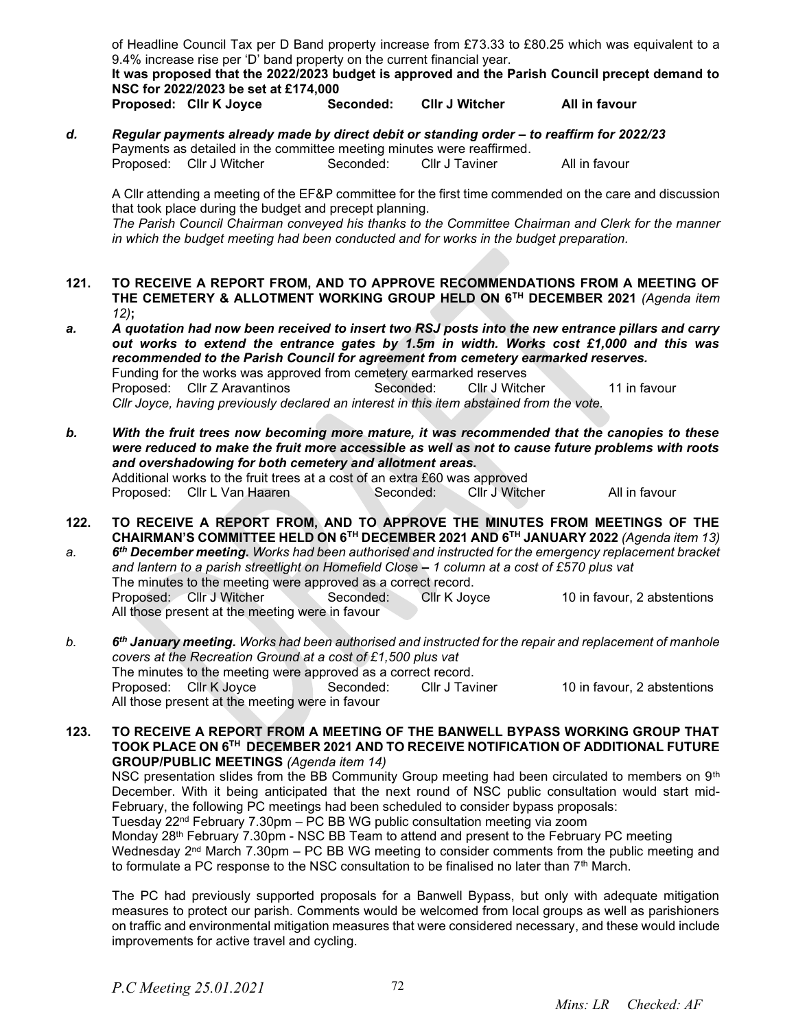of Headline Council Tax per D Band property increase from £73.33 to £80.25 which was equivalent to a 9.4% increase rise per 'D' band property on the current financial year.

**It was proposed that the 2022/2023 budget is approved and the Parish Council precept demand to NSC for 2022/2023 be set at £174,000**

**Proposed: Cllr K Joyce Seconded: Cllr J Witcher All in favour**

***d. Regular payments already made by direct debit or standing order – to reaffirm for 2022/23***

Payments as detailed in the committee meeting minutes were reaffirmed.

Proposed: Cllr J Witcher Seconded: Cllr J Taviner All in favour

A Cllr attending a meeting of the EF&P committee for the first time commended on the care and discussion that took place during the budget and precept planning.

*The Parish Council Chairman conveyed his thanks to the Committee Chairman and Clerk for the manner in which the budget meeting had been conducted and for works in the budget preparation.*

**121. TO RECEIVE A REPORT FROM, AND TO APPROVE RECOMMENDATIONS FROM A MEETING OF THE CEMETERY & ALLOTMENT WORKING GROUP HELD ON 6TH DECEMBER 2021** *(Agenda item 12)***;**

***a. A quotation had now been received to insert two RSJ posts into the new entrance pillars and carry out works to extend the entrance gates by 1.5m in width. Works cost £1,000 and this was recommended to the Parish Council for agreement from cemetery earmarked reserves.***

Funding for the works was approved from cemetery earmarked reserves

Proposed: Cllr Z Aravantinos Seconded: Cllr J Witcher 11 in favour

*Cllr Joyce, having previously declared an interest in this item abstained from the vote.*

***b. With the fruit trees now becoming more mature, it was recommended that the canopies to these were reduced to make the fruit more accessible as well as not to cause future problems with roots and overshadowing for both cemetery and allotment areas.***

Additional works to the fruit trees at a cost of an extra £60 was approved

Proposed: Cllr L Van Haaren Seconded: Cllr J Witcher All in favour

**122. TO RECEIVE A REPORT FROM, AND TO APPROVE THE MINUTES FROM MEETINGS OF THE CHAIRMAN'S COMMITTEE HELD ON 6TH DECEMBER 2021 AND 6TH JANUARY 2022** *(Agenda item 13)*

*a.* ***6th December meeting.*** *Works had been authorised and instructed for the emergency replacement bracket and lantern to a parish streetlight on Homefield Close – 1 column at a cost of £570 plus vat*

The minutes to the meeting were approved as a correct record.

Proposed: Cllr J Witcher Seconded: Cllr K Joyce 10 in favour, 2 abstentions

All those present at the meeting were in favour

*b.* ***6th January meeting.*** *Works had been authorised and instructed for the repair and replacement of manhole covers at the Recreation Ground at a cost of £1,500 plus vat*

The minutes to the meeting were approved as a correct record.

Proposed: Cllr K Joyce Seconded: Cllr J Taviner 10 in favour, 2 abstentions

All those present at the meeting were in favour

**123. TO RECEIVE A REPORT FROM A MEETING OF THE BANWELL BYPASS WORKING GROUP THAT TOOK PLACE ON 6TH DECEMBER 2021 AND TO RECEIVE NOTIFICATION OF ADDITIONAL FUTURE GROUP/PUBLIC MEETINGS** *(Agenda item 14)*

NSC presentation slides from the BB Community Group meeting had been circulated to members on 9th December. With it being anticipated that the next round of NSC public consultation would start mid-February, the following PC meetings had been scheduled to consider bypass proposals:

Tuesday 22nd February 7.30pm – PC BB WG public consultation meeting via zoom

Monday 28th February 7.30pm - NSC BB Team to attend and present to the February PC meeting

Wednesday 2nd March 7.30pm – PC BB WG meeting to consider comments from the public meeting and to formulate a PC response to the NSC consultation to be finalised no later than 7th March.

The PC had previously supported proposals for a Banwell Bypass, but only with adequate mitigation measures to protect our parish. Comments would be welcomed from local groups as well as parishioners on traffic and environmental mitigation measures that were considered necessary, and these would include improvements for active travel and cycling.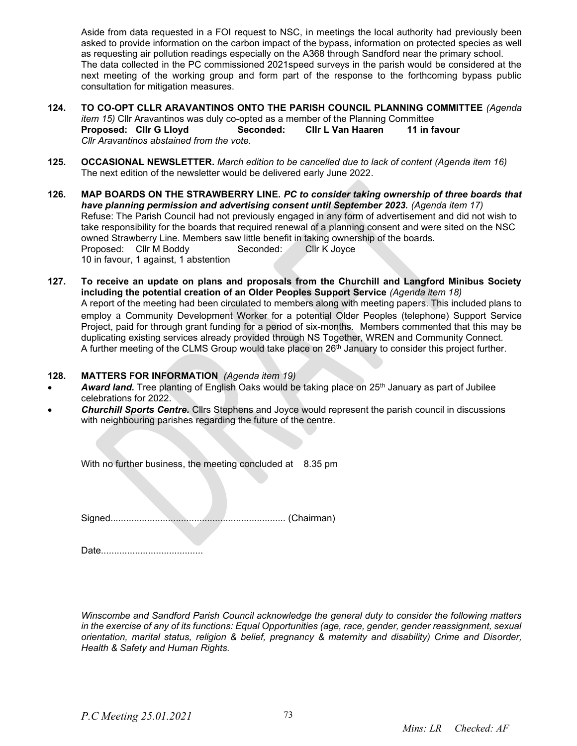Aside from data requested in a FOI request to NSC, in meetings the local authority had previously been asked to provide information on the carbon impact of the bypass, information on protected species as well as requesting air pollution readings especially on the A368 through Sandford near the primary school. The data collected in the PC commissioned 2021speed surveys in the parish would be considered at the next meeting of the working group and form part of the response to the forthcoming bypass public consultation for mitigation measures.

**124. TO CO-OPT CLLR ARAVANTINOS ONTO THE PARISH COUNCIL PLANNING COMMITTEE** *(Agenda item 15)* Cllr Aravantinos was duly co-opted as a member of the Planning Committee
**Proposed: Cllr G Lloyd Seconded: Cllr L Van Haaren 11 in favour**
*Cllr Aravantinos abstained from the vote.*

**125. OCCASIONAL NEWSLETTER.** *March edition to be cancelled due to lack of content (Agenda item 16)* The next edition of the newsletter would be delivered early June 2022.

**126. MAP BOARDS ON THE STRAWBERRY LINE.** ***PC to consider taking ownership of three boards that have planning permission and advertising consent until September 2023.*** *(Agenda item 17)*
Refuse: The Parish Council had not previously engaged in any form of advertisement and did not wish to take responsibility for the boards that required renewal of a planning consent and were sited on the NSC owned Strawberry Line. Members saw little benefit in taking ownership of the boards.
Proposed: Cllr M Boddy Seconded: Cllr K Joyce
10 in favour, 1 against, 1 abstention

**127. To receive an update on plans and proposals from the Churchill and Langford Minibus Society including the potential creation of an Older Peoples Support Service** *(Agenda item 18)*
A report of the meeting had been circulated to members along with meeting papers. This included plans to employ a Community Development Worker for a potential Older Peoples (telephone) Support Service Project, paid for through grant funding for a period of six-months. Members commented that this may be duplicating existing services already provided through NS Together, WREN and Community Connect. A further meeting of the CLMS Group would take place on 26th January to consider this project further.

**128. MATTERS FOR INFORMATION** *(Agenda item 19)*

- ***Award land.*** Tree planting of English Oaks would be taking place on 25th January as part of Jubilee celebrations for 2022.
- ***Churchill Sports Centre.*** Cllrs Stephens and Joyce would represent the parish council in discussions with neighbouring parishes regarding the future of the centre.

With no further business, the meeting concluded at 8.35 pm

Signed.................................................................. (Chairman)

Date......................................

*Winscombe and Sandford Parish Council acknowledge the general duty to consider the following matters in the exercise of any of its functions: Equal Opportunities (age, race, gender, gender reassignment, sexual orientation, marital status, religion & belief, pregnancy & maternity and disability) Crime and Disorder, Health & Safety and Human Rights.*